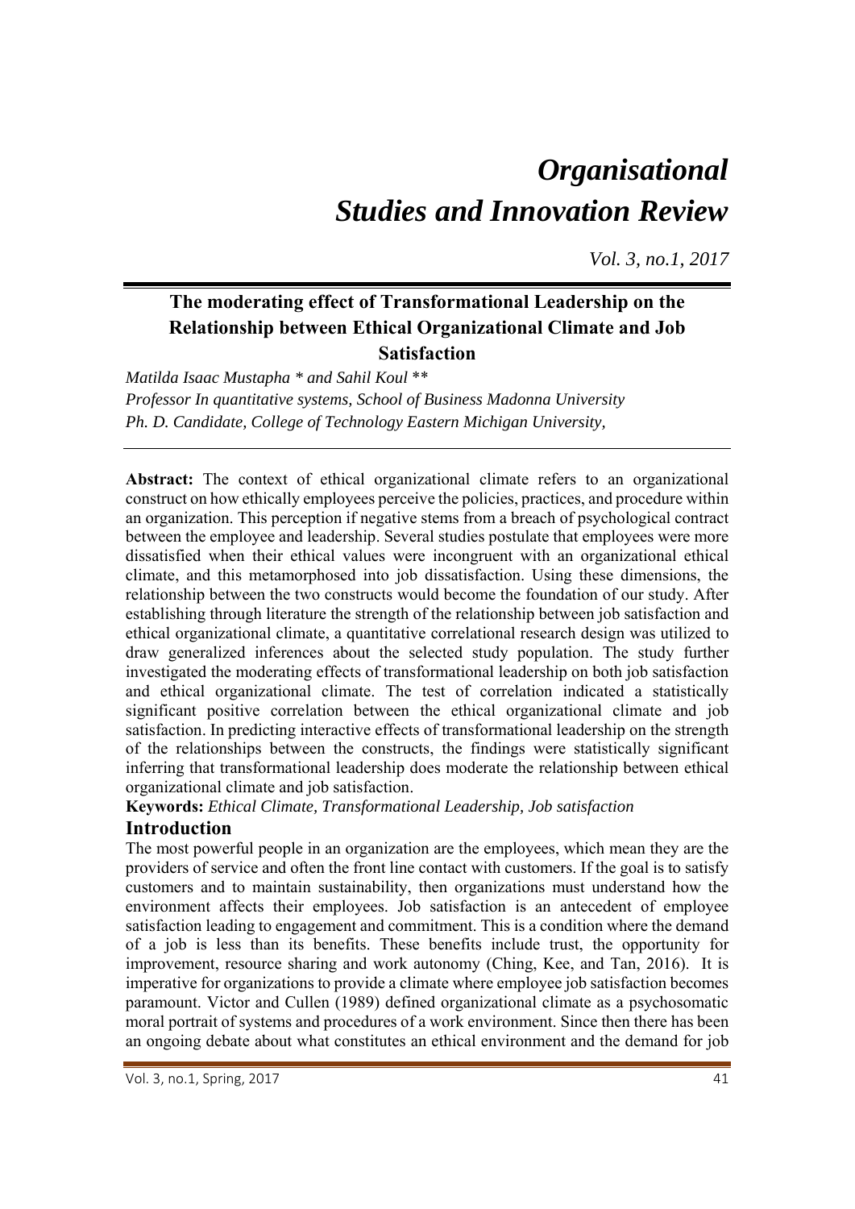# *Organisational Studies and Innovation Review*

*Vol. 3, no.1, 2017*

## The moderating effect of Transformational Leadership on the Relationship between Ethical Organizational Climate and Job Satisfaction

*Matilda Isaac Mustapha \* and Sahil Koul \*\**

*Professor In quantitative systems, School of Business Madonna University*

*Ph. D. Candidate, College of Technology Eastern Michigan University,*

**Abstract:** The context of ethical organizational climate refers to an organizational construct on how ethically employees perceive the policies, practices, and procedure within an organization. This perception if negative stems from a breach of psychological contract between the employee and leadership. Several studies postulate that employees were more dissatisfied when their ethical values were incongruent with an organizational ethical climate, and this metamorphosed into job dissatisfaction. Using these dimensions, the relationship between the two constructs would become the foundation of our study. After establishing through literature the strength of the relationship between job satisfaction and ethical organizational climate, a quantitative correlational research design was utilized to draw generalized inferences about the selected study population. The study further investigated the moderating effects of transformational leadership on both job satisfaction and ethical organizational climate. The test of correlation indicated a statistically significant positive correlation between the ethical organizational climate and job satisfaction. In predicting interactive effects of transformational leadership on the strength of the relationships between the constructs, the findings were statistically significant inferring that transformational leadership does moderate the relationship between ethical organizational climate and job satisfaction.

**Keywords:** *Ethical Climate, Transformational Leadership, Job satisfaction*

## Introduction

The most powerful people in an organization are the employees, which mean they are the providers of service and often the front line contact with customers. If the goal is to satisfy customers and to maintain sustainability, then organizations must understand how the environment affects their employees. Job satisfaction is an antecedent of employee satisfaction leading to engagement and commitment. This is a condition where the demand of a job is less than its benefits. These benefits include trust, the opportunity for improvement, resource sharing and work autonomy (Ching, Kee, and Tan, 2016). It is imperative for organizations to provide a climate where employee job satisfaction becomes paramount. Victor and Cullen (1989) defined organizational climate as a psychosomatic moral portrait of systems and procedures of a work environment. Since then there has been an ongoing debate about what constitutes an ethical environment and the demand for job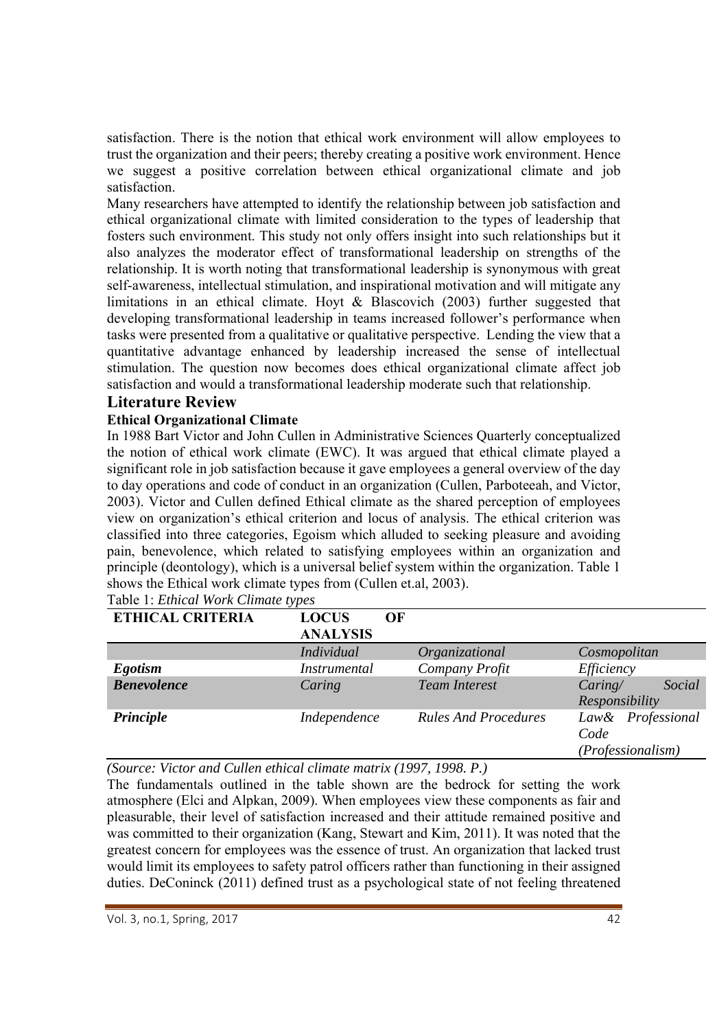satisfaction. There is the notion that ethical work environment will allow employees to trust the organization and their peers; thereby creating a positive work environment. Hence we suggest a positive correlation between ethical organizational climate and job satisfaction.

Many researchers have attempted to identify the relationship between job satisfaction and ethical organizational climate with limited consideration to the types of leadership that fosters such environment. This study not only offers insight into such relationships but it also analyzes the moderator effect of transformational leadership on strengths of the relationship. It is worth noting that transformational leadership is synonymous with great self-awareness, intellectual stimulation, and inspirational motivation and will mitigate any limitations in an ethical climate. Hoyt & Blascovich (2003) further suggested that developing transformational leadership in teams increased follower's performance when tasks were presented from a qualitative or qualitative perspective. Lending the view that a quantitative advantage enhanced by leadership increased the sense of intellectual stimulation. The question now becomes does ethical organizational climate affect job satisfaction and would a transformational leadership moderate such that relationship.

## Literature Review

### Ethical Organizational Climate

In 1988 Bart Victor and John Cullen in Administrative Sciences Quarterly conceptualized the notion of ethical work climate (EWC). It was argued that ethical climate played a significant role in job satisfaction because it gave employees a general overview of the day to day operations and code of conduct in an organization (Cullen, Parboteeah, and Victor, 2003). Victor and Cullen defined Ethical climate as the shared perception of employees view on organization's ethical criterion and locus of analysis. The ethical criterion was classified into three categories, Egoism which alluded to seeking pleasure and avoiding pain, benevolence, which related to satisfying employees within an organization and principle (deontology), which is a universal belief system within the organization. Table 1 shows the Ethical work climate types from (Cullen et.al, 2003).

Table 1: *Ethical Work Climate types*

| ETHICAL CRITERIA | LOCUS OF ANALYSIS | | |
|---|---|---|---|
| | *Individual* | *Organizational* | *Cosmopolitan* |
| ***Egotism*** | *Instrumental* | *Company Profit* | *Efficiency* |
| ***Benevolence*** | *Caring* | *Team Interest* | *Caring/ Social Responsibility* |
| ***Principle*** | *Independence* | *Rules And Procedures* | *Law& Professional Code (Professionalism)* |

*(Source: Victor and Cullen ethical climate matrix (1997, 1998. P.)*

The fundamentals outlined in the table shown are the bedrock for setting the work atmosphere (Elci and Alpkan, 2009). When employees view these components as fair and pleasurable, their level of satisfaction increased and their attitude remained positive and was committed to their organization (Kang, Stewart and Kim, 2011). It was noted that the greatest concern for employees was the essence of trust. An organization that lacked trust would limit its employees to safety patrol officers rather than functioning in their assigned duties. DeConinck (2011) defined trust as a psychological state of not feeling threatened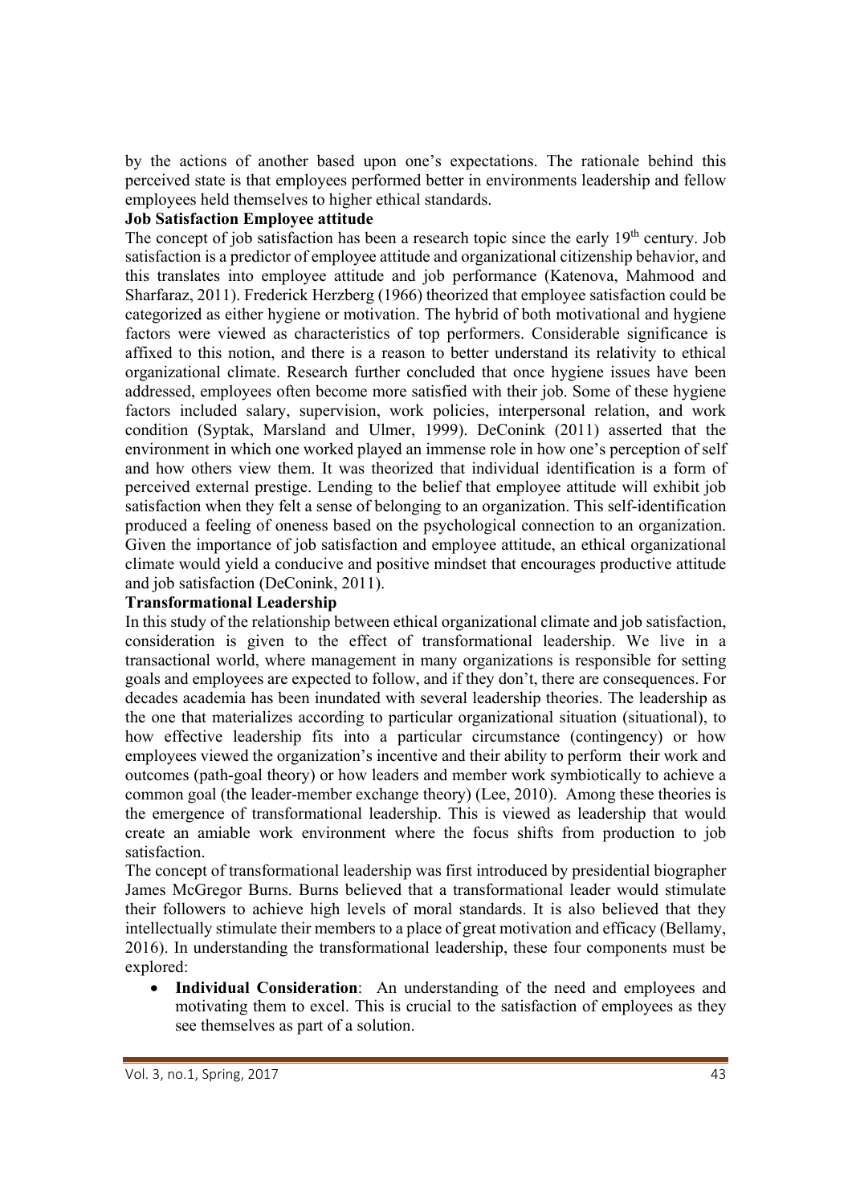by the actions of another based upon one's expectations. The rationale behind this perceived state is that employees performed better in environments leadership and fellow employees held themselves to higher ethical standards.

**Job Satisfaction Employee attitude**

The concept of job satisfaction has been a research topic since the early 19th century. Job satisfaction is a predictor of employee attitude and organizational citizenship behavior, and this translates into employee attitude and job performance (Katenova, Mahmood and Sharfaraz, 2011). Frederick Herzberg (1966) theorized that employee satisfaction could be categorized as either hygiene or motivation. The hybrid of both motivational and hygiene factors were viewed as characteristics of top performers. Considerable significance is affixed to this notion, and there is a reason to better understand its relativity to ethical organizational climate. Research further concluded that once hygiene issues have been addressed, employees often become more satisfied with their job. Some of these hygiene factors included salary, supervision, work policies, interpersonal relation, and work condition (Syptak, Marsland and Ulmer, 1999). DeConink (2011) asserted that the environment in which one worked played an immense role in how one's perception of self and how others view them. It was theorized that individual identification is a form of perceived external prestige. Lending to the belief that employee attitude will exhibit job satisfaction when they felt a sense of belonging to an organization. This self-identification produced a feeling of oneness based on the psychological connection to an organization. Given the importance of job satisfaction and employee attitude, an ethical organizational climate would yield a conducive and positive mindset that encourages productive attitude and job satisfaction (DeConink, 2011).

**Transformational Leadership**

In this study of the relationship between ethical organizational climate and job satisfaction, consideration is given to the effect of transformational leadership. We live in a transactional world, where management in many organizations is responsible for setting goals and employees are expected to follow, and if they don't, there are consequences. For decades academia has been inundated with several leadership theories. The leadership as the one that materializes according to particular organizational situation (situational), to how effective leadership fits into a particular circumstance (contingency) or how employees viewed the organization's incentive and their ability to perform their work and outcomes (path-goal theory) or how leaders and member work symbiotically to achieve a common goal (the leader-member exchange theory) (Lee, 2010). Among these theories is the emergence of transformational leadership. This is viewed as leadership that would create an amiable work environment where the focus shifts from production to job satisfaction.

The concept of transformational leadership was first introduced by presidential biographer James McGregor Burns. Burns believed that a transformational leader would stimulate their followers to achieve high levels of moral standards. It is also believed that they intellectually stimulate their members to a place of great motivation and efficacy (Bellamy, 2016). In understanding the transformational leadership, these four components must be explored:

- **Individual Consideration**: An understanding of the need and employees and motivating them to excel. This is crucial to the satisfaction of employees as they see themselves as part of a solution.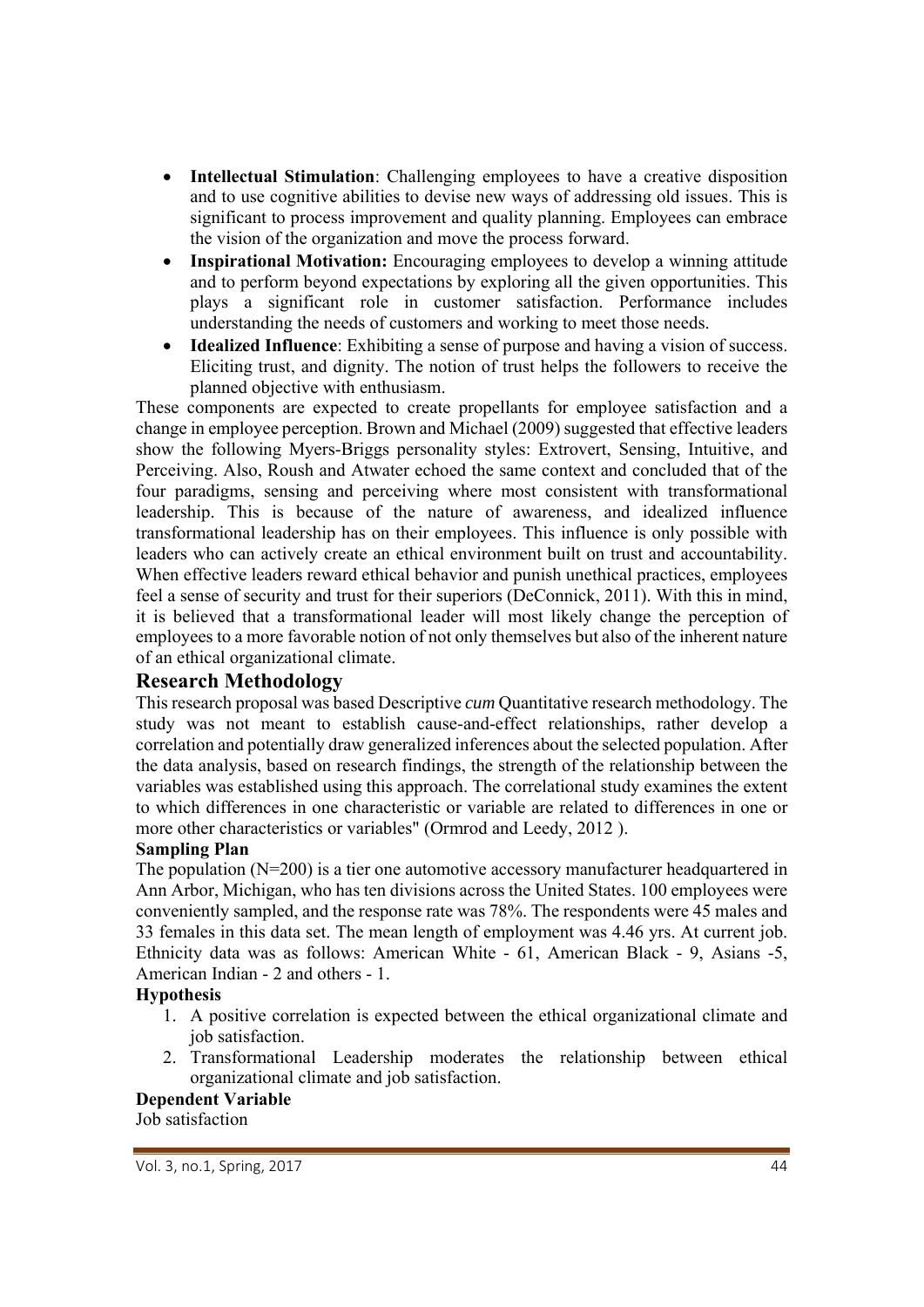- **Intellectual Stimulation**: Challenging employees to have a creative disposition and to use cognitive abilities to devise new ways of addressing old issues. This is significant to process improvement and quality planning. Employees can embrace the vision of the organization and move the process forward.
- **Inspirational Motivation:** Encouraging employees to develop a winning attitude and to perform beyond expectations by exploring all the given opportunities. This plays a significant role in customer satisfaction. Performance includes understanding the needs of customers and working to meet those needs.
- **Idealized Influence**: Exhibiting a sense of purpose and having a vision of success. Eliciting trust, and dignity. The notion of trust helps the followers to receive the planned objective with enthusiasm.

These components are expected to create propellants for employee satisfaction and a change in employee perception. Brown and Michael (2009) suggested that effective leaders show the following Myers-Briggs personality styles: Extrovert, Sensing, Intuitive, and Perceiving. Also, Roush and Atwater echoed the same context and concluded that of the four paradigms, sensing and perceiving where most consistent with transformational leadership. This is because of the nature of awareness, and idealized influence transformational leadership has on their employees. This influence is only possible with leaders who can actively create an ethical environment built on trust and accountability. When effective leaders reward ethical behavior and punish unethical practices, employees feel a sense of security and trust for their superiors (DeConnick, 2011). With this in mind, it is believed that a transformational leader will most likely change the perception of employees to a more favorable notion of not only themselves but also of the inherent nature of an ethical organizational climate.

## Research Methodology

This research proposal was based Descriptive *cum* Quantitative research methodology. The study was not meant to establish cause-and-effect relationships, rather develop a correlation and potentially draw generalized inferences about the selected population. After the data analysis, based on research findings, the strength of the relationship between the variables was established using this approach. The correlational study examines the extent to which differences in one characteristic or variable are related to differences in one or more other characteristics or variables" (Ormrod and Leedy, 2012 ).

### Sampling Plan

The population (N=200) is a tier one automotive accessory manufacturer headquartered in Ann Arbor, Michigan, who has ten divisions across the United States. 100 employees were conveniently sampled, and the response rate was 78%. The respondents were 45 males and 33 females in this data set. The mean length of employment was 4.46 yrs. At current job. Ethnicity data was as follows: American White - 61, American Black - 9, Asians -5, American Indian - 2 and others - 1.

### Hypothesis

1. A positive correlation is expected between the ethical organizational climate and job satisfaction.
2. Transformational Leadership moderates the relationship between ethical organizational climate and job satisfaction.

### Dependent Variable

Job satisfaction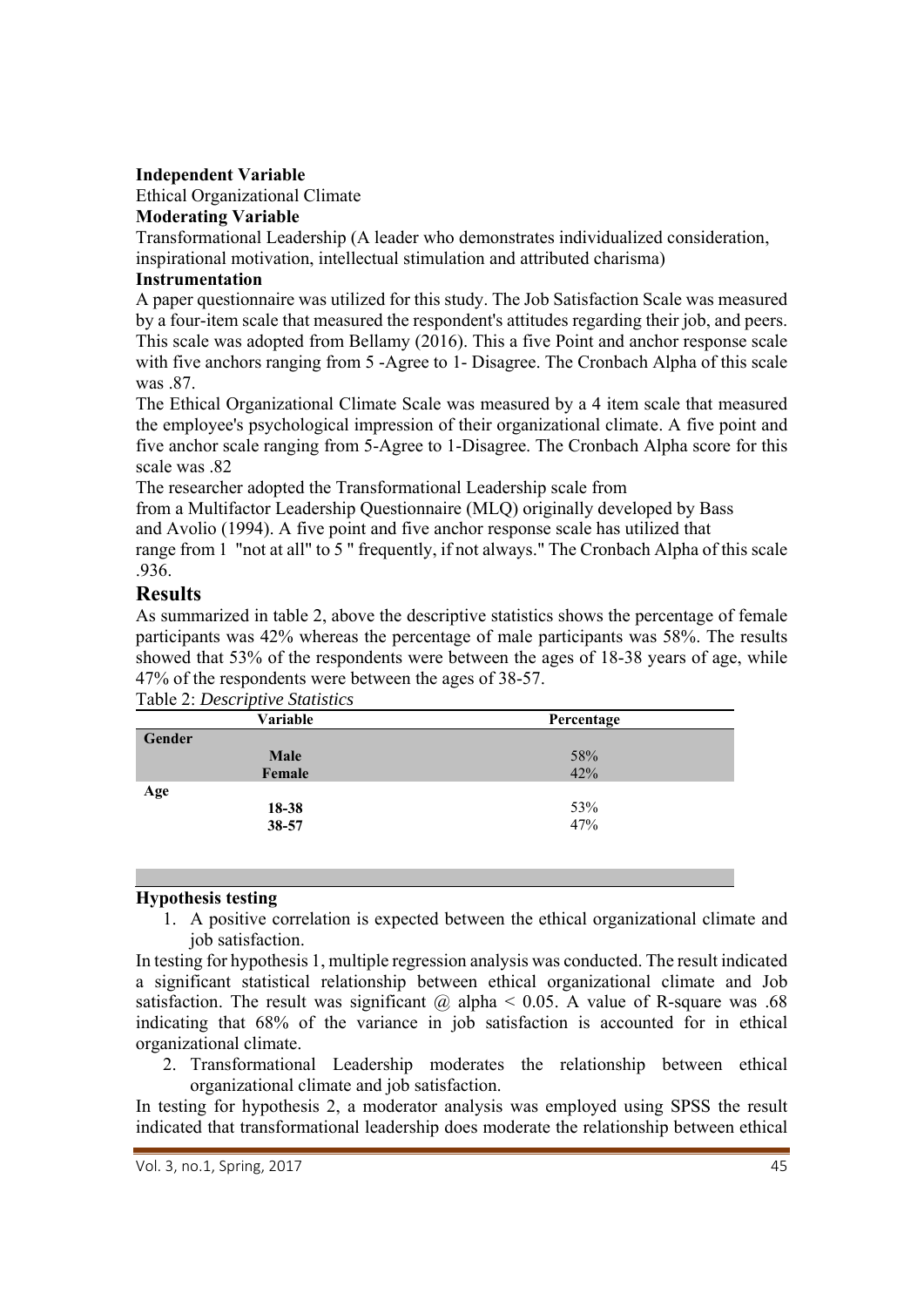**Independent Variable**

Ethical Organizational Climate

**Moderating Variable**

Transformational Leadership (A leader who demonstrates individualized consideration, inspirational motivation, intellectual stimulation and attributed charisma)

**Instrumentation**

A paper questionnaire was utilized for this study. The Job Satisfaction Scale was measured by a four-item scale that measured the respondent's attitudes regarding their job, and peers. This scale was adopted from Bellamy (2016). This a five Point and anchor response scale with five anchors ranging from 5 -Agree to 1- Disagree. The Cronbach Alpha of this scale was .87.

The Ethical Organizational Climate Scale was measured by a 4 item scale that measured the employee's psychological impression of their organizational climate. A five point and five anchor scale ranging from 5-Agree to 1-Disagree. The Cronbach Alpha score for this scale was .82

The researcher adopted the Transformational Leadership scale from from a Multifactor Leadership Questionnaire (MLQ) originally developed by Bass and Avolio (1994). A five point and five anchor response scale has utilized that range from 1 "not at all" to 5 " frequently, if not always." The Cronbach Alpha of this scale .936.

## Results

As summarized in table 2, above the descriptive statistics shows the percentage of female participants was 42% whereas the percentage of male participants was 58%. The results showed that 53% of the respondents were between the ages of 18-38 years of age, while 47% of the respondents were between the ages of 38-57.

Table 2: *Descriptive Statistics*

| | Variable | Percentage |
|---|---|---|
| **Gender** | | |
| | **Male** | 58% |
| | **Female** | 42% |
| **Age** | | |
| | **18-38** | 53% |
| | **38-57** | 47% |

**Hypothesis testing**

1. A positive correlation is expected between the ethical organizational climate and job satisfaction.

In testing for hypothesis 1, multiple regression analysis was conducted. The result indicated a significant statistical relationship between ethical organizational climate and Job satisfaction. The result was significant @ alpha $< 0.05$. A value of R-square was .68 indicating that 68% of the variance in job satisfaction is accounted for in ethical organizational climate.

2. Transformational Leadership moderates the relationship between ethical organizational climate and job satisfaction.

In testing for hypothesis 2, a moderator analysis was employed using SPSS the result indicated that transformational leadership does moderate the relationship between ethical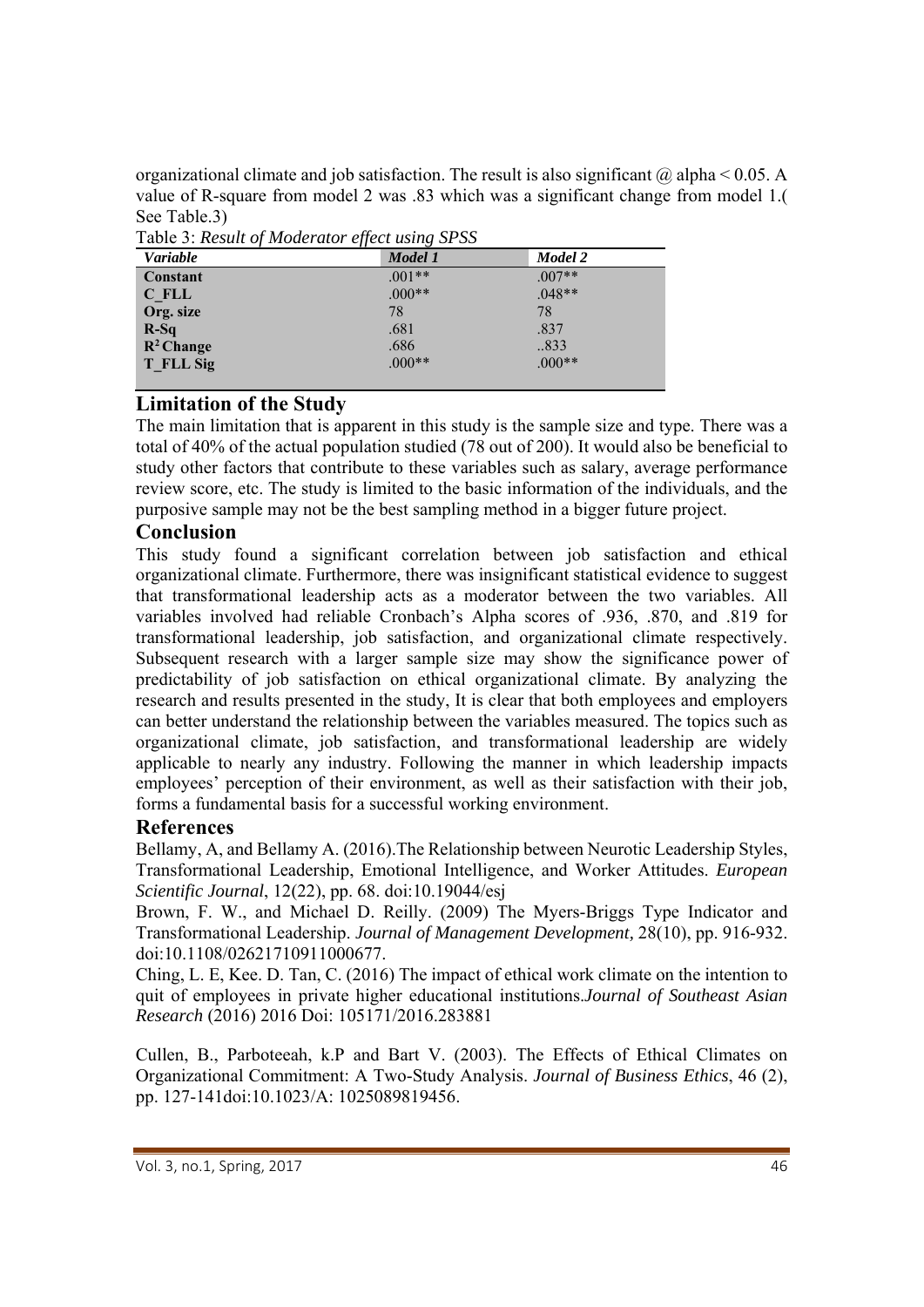organizational climate and job satisfaction. The result is also significant @ alpha < 0.05. A value of R-square from model 2 was .83 which was a significant change from model 1.( See Table.3)

Table 3: *Result of Moderator effect using SPSS*

| *Variable* | *Model 1* | *Model 2* |
|---|---|---|
| **Constant** | .001** | .007** |
| **C_FLL** | .000** | .048** |
| **Org. size** | 78 | 78 |
| **R-Sq** | .681 | .837 |
| **$R^2$ Change** | .686 | ..833 |
| **T_FLL Sig** | .000** | .000** |

## Limitation of the Study

The main limitation that is apparent in this study is the sample size and type. There was a total of 40% of the actual population studied (78 out of 200). It would also be beneficial to study other factors that contribute to these variables such as salary, average performance review score, etc. The study is limited to the basic information of the individuals, and the purposive sample may not be the best sampling method in a bigger future project.

## Conclusion

This study found a significant correlation between job satisfaction and ethical organizational climate. Furthermore, there was insignificant statistical evidence to suggest that transformational leadership acts as a moderator between the two variables. All variables involved had reliable Cronbach's Alpha scores of .936, .870, and .819 for transformational leadership, job satisfaction, and organizational climate respectively. Subsequent research with a larger sample size may show the significance power of predictability of job satisfaction on ethical organizational climate. By analyzing the research and results presented in the study, It is clear that both employees and employers can better understand the relationship between the variables measured. The topics such as organizational climate, job satisfaction, and transformational leadership are widely applicable to nearly any industry. Following the manner in which leadership impacts employees' perception of their environment, as well as their satisfaction with their job, forms a fundamental basis for a successful working environment.

## References

Bellamy, A, and Bellamy A. (2016).The Relationship between Neurotic Leadership Styles, Transformational Leadership, Emotional Intelligence, and Worker Attitudes. *European Scientific Journal*, 12(22), pp. 68. doi:10.19044/esj

Brown, F. W., and Michael D. Reilly. (2009) The Myers-Briggs Type Indicator and Transformational Leadership. *Journal of Management Development*, 28(10), pp. 916-932. doi:10.1108/02621710911000677.

Ching, L. E, Kee. D. Tan, C. (2016) The impact of ethical work climate on the intention to quit of employees in private higher educational institutions.*Journal of Southeast Asian Research* (2016) 2016 Doi: 105171/2016.283881

Cullen, B., Parboteeah, k.P and Bart V. (2003). The Effects of Ethical Climates on Organizational Commitment: A Two-Study Analysis. *Journal of Business Ethics*, 46 (2), pp. 127-141doi:10.1023/A: 1025089819456.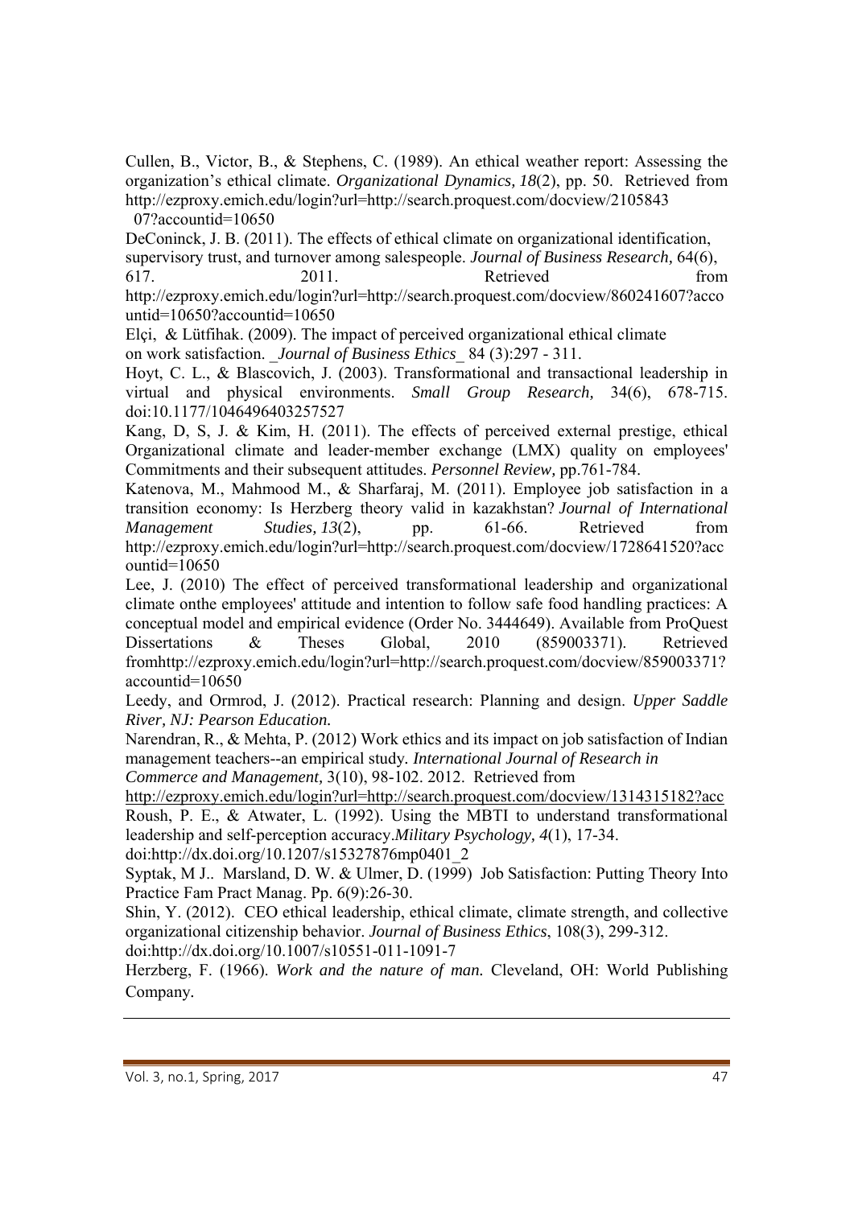Cullen, B., Victor, B., & Stephens, C. (1989). An ethical weather report: Assessing the organization's ethical climate. *Organizational Dynamics, 18*(2), pp. 50. Retrieved from http://ezproxy.emich.edu/login?url=http://search.proquest.com/docview/2105843 07?accountid=10650

DeConinck, J. B. (2011). The effects of ethical climate on organizational identification, supervisory trust, and turnover among salespeople. *Journal of Business Research,* 64(6), 617. 2011. Retrieved from http://ezproxy.emich.edu/login?url=http://search.proquest.com/docview/860241607?accountid=10650?accountid=10650

Elçi, & Lütfihak. (2009). The impact of perceived organizational ethical climate on work satisfaction. _*Journal of Business Ethics*_ 84 (3):297 - 311.

Hoyt, C. L., & Blascovich, J. (2003). Transformational and transactional leadership in virtual and physical environments. *Small Group Research,* 34(6), 678-715. doi:10.1177/1046496403257527

Kang, D, S, J. & Kim, H. (2011). The effects of perceived external prestige, ethical Organizational climate and leader-member exchange (LMX) quality on employees' Commitments and their subsequent attitudes. *Personnel Review,* pp.761-784.

Katenova, M., Mahmood M., & Sharfaraj, M. (2011). Employee job satisfaction in a transition economy: Is Herzberg theory valid in kazakhstan? *Journal of International Management Studies, 13*(2), pp. 61-66. Retrieved from http://ezproxy.emich.edu/login?url=http://search.proquest.com/docview/1728641520?accountid=10650

Lee, J. (2010) The effect of perceived transformational leadership and organizational climate onthe employees' attitude and intention to follow safe food handling practices: A conceptual model and empirical evidence (Order No. 3444649). Available from ProQuest Dissertations & Theses Global, 2010 (859003371). Retrieved fromhttp://ezproxy.emich.edu/login?url=http://search.proquest.com/docview/859003371?accountid=10650

Leedy, and Ormrod, J. (2012). Practical research: Planning and design. *Upper Saddle River, NJ: Pearson Education.*

Narendran, R., & Mehta, P. (2012) Work ethics and its impact on job satisfaction of Indian management teachers--an empirical study*. International Journal of Research in Commerce and Management,* 3(10), 98-102. 2012. Retrieved from http://ezproxy.emich.edu/login?url=http://search.proquest.com/docview/1314315182?acc

Roush, P. E., & Atwater, L. (1992). Using the MBTI to understand transformational leadership and self-perception accuracy.*Military Psychology, 4*(1), 17-34. doi:http://dx.doi.org/10.1207/s15327876mp0401_2

Syptak, M J.. Marsland, D. W. & Ulmer, D. (1999) Job Satisfaction: Putting Theory Into Practice Fam Pract Manag. Pp. 6(9):26-30.

Shin, Y. (2012). CEO ethical leadership, ethical climate, climate strength, and collective organizational citizenship behavior. *Journal of Business Ethics*, 108(3), 299-312. doi:http://dx.doi.org/10.1007/s10551-011-1091-7

Herzberg, F. (1966). *Work and the nature of man.* Cleveland, OH: World Publishing Company.